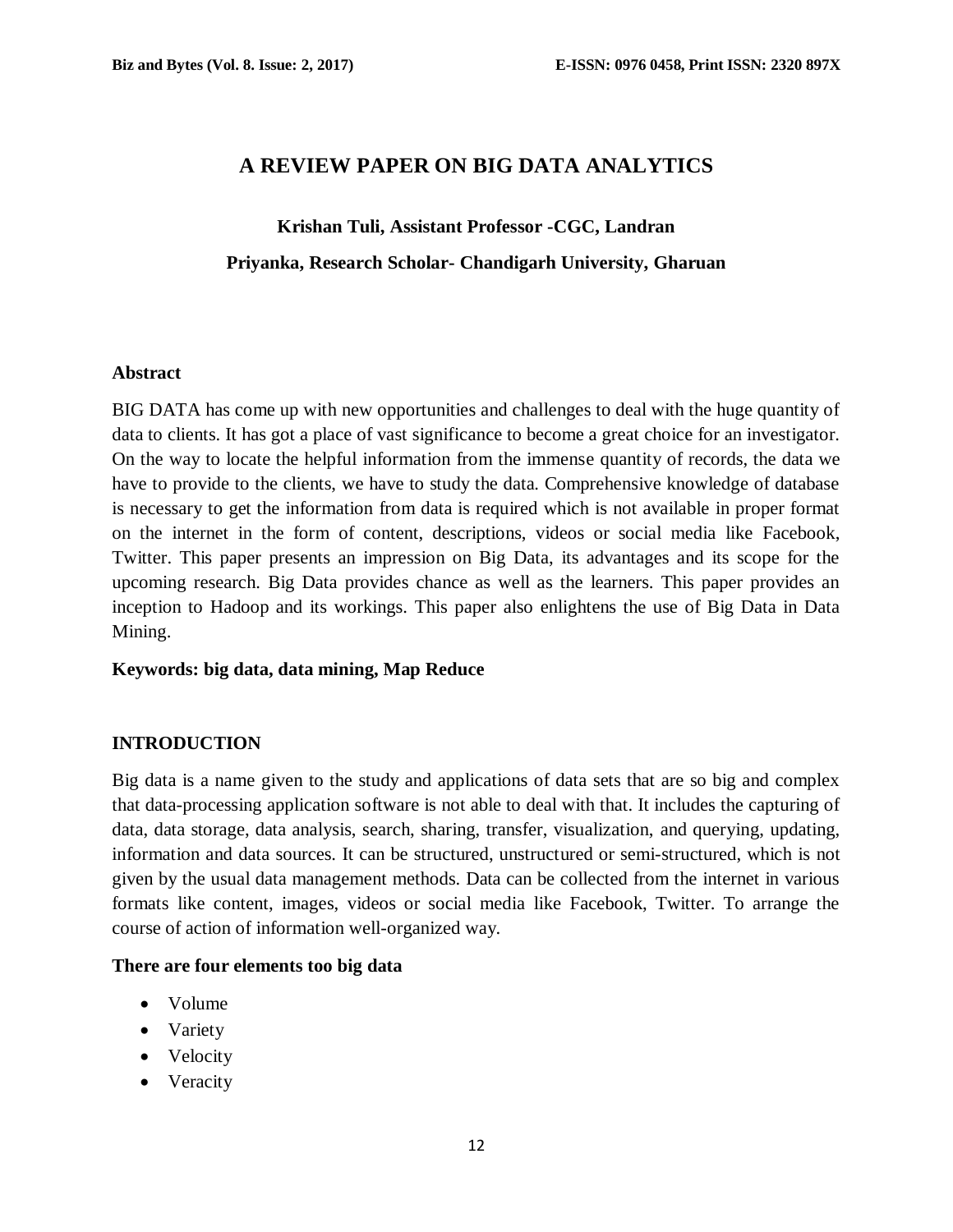# A REVIEW PAPER ON BIG DATA ANALYTICS

**Krishan Tuli, Assistant Professor -CGC, Landran**

**Priyanka, Research Scholar- Chandigarh University, Gharuan**

## Abstract

BIG DATA has come up with new opportunities and challenges to deal with the huge quantity of data to clients. It has got a place of vast significance to become a great choice for an investigator. On the way to locate the helpful information from the immense quantity of records, the data we have to provide to the clients, we have to study the data. Comprehensive knowledge of database is necessary to get the information from data is required which is not available in proper format on the internet in the form of content, descriptions, videos or social media like Facebook, Twitter. This paper presents an impression on Big Data, its advantages and its scope for the upcoming research. Big Data provides chance as well as the learners. This paper provides an inception to Hadoop and its workings. This paper also enlightens the use of Big Data in Data Mining.

**Keywords: big data, data mining, Map Reduce**

## INTRODUCTION

Big data is a name given to the study and applications of data sets that are so big and complex that data-processing application software is not able to deal with that. It includes the capturing of data, data storage, data analysis, search, sharing, transfer, visualization, and querying, updating, information and data sources. It can be structured, unstructured or semi-structured, which is not given by the usual data management methods. Data can be collected from the internet in various formats like content, images, videos or social media like Facebook, Twitter. To arrange the course of action of information well-organized way.

**There are four elements too big data**

- Volume
- Variety
- Velocity
- Veracity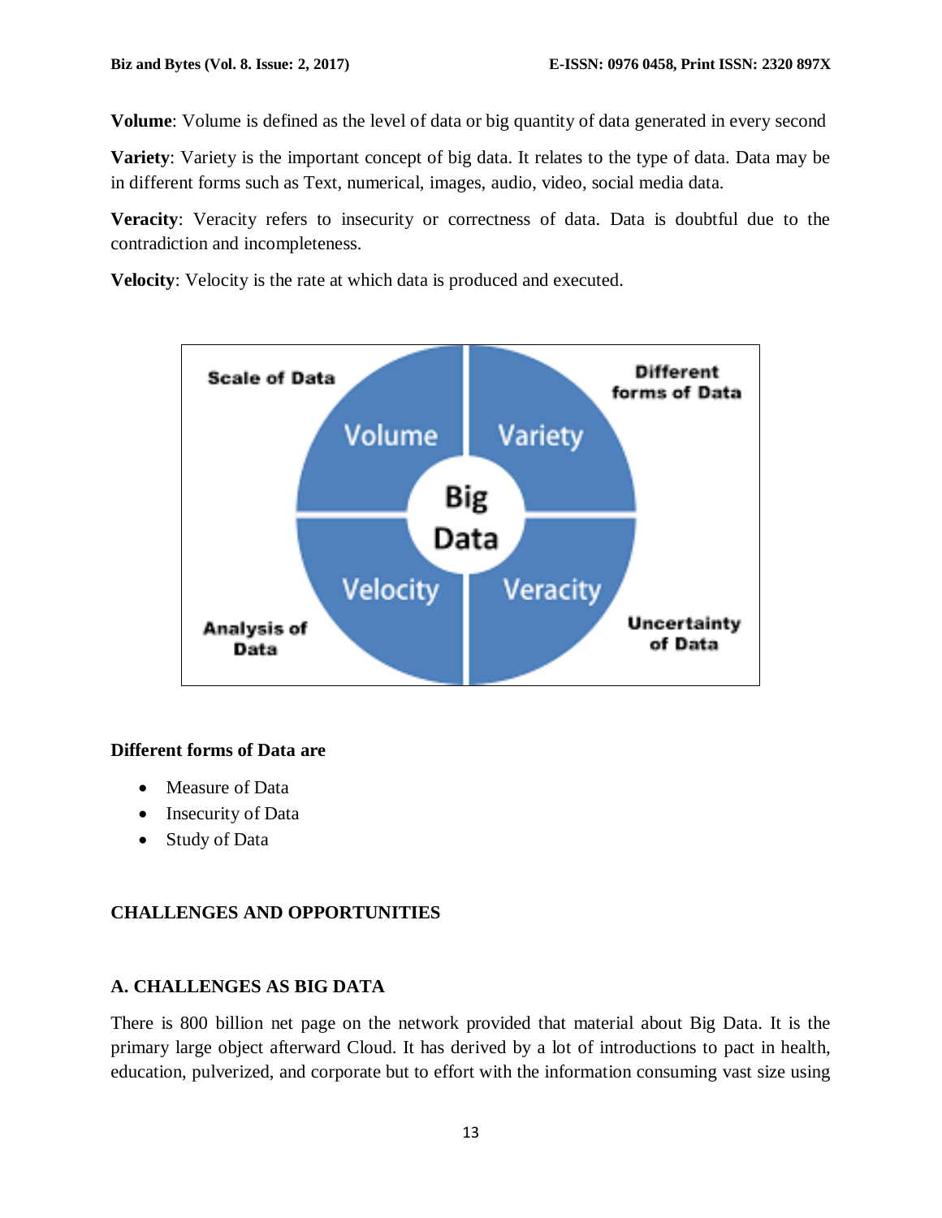**Volume**: Volume is defined as the level of data or big quantity of data generated in every second

**Variety**: Variety is the important concept of big data. It relates to the type of data. Data may be in different forms such as Text, numerical, images, audio, video, social media data.

**Veracity**: Veracity refers to insecurity or correctness of data. Data is doubtful due to the contradiction and incompleteness.

**Velocity**: Velocity is the rate at which data is produced and executed.

**Different forms of Data are**

- Measure of Data
- Insecurity of Data
- Study of Data

## CHALLENGES AND OPPORTUNITIES

### A. CHALLENGES AS BIG DATA

There is 800 billion net page on the network provided that material about Big Data. It is the primary large object afterward Cloud. It has derived by a lot of introductions to pact in health, education, pulverized, and corporate but to effort with the information consuming vast size using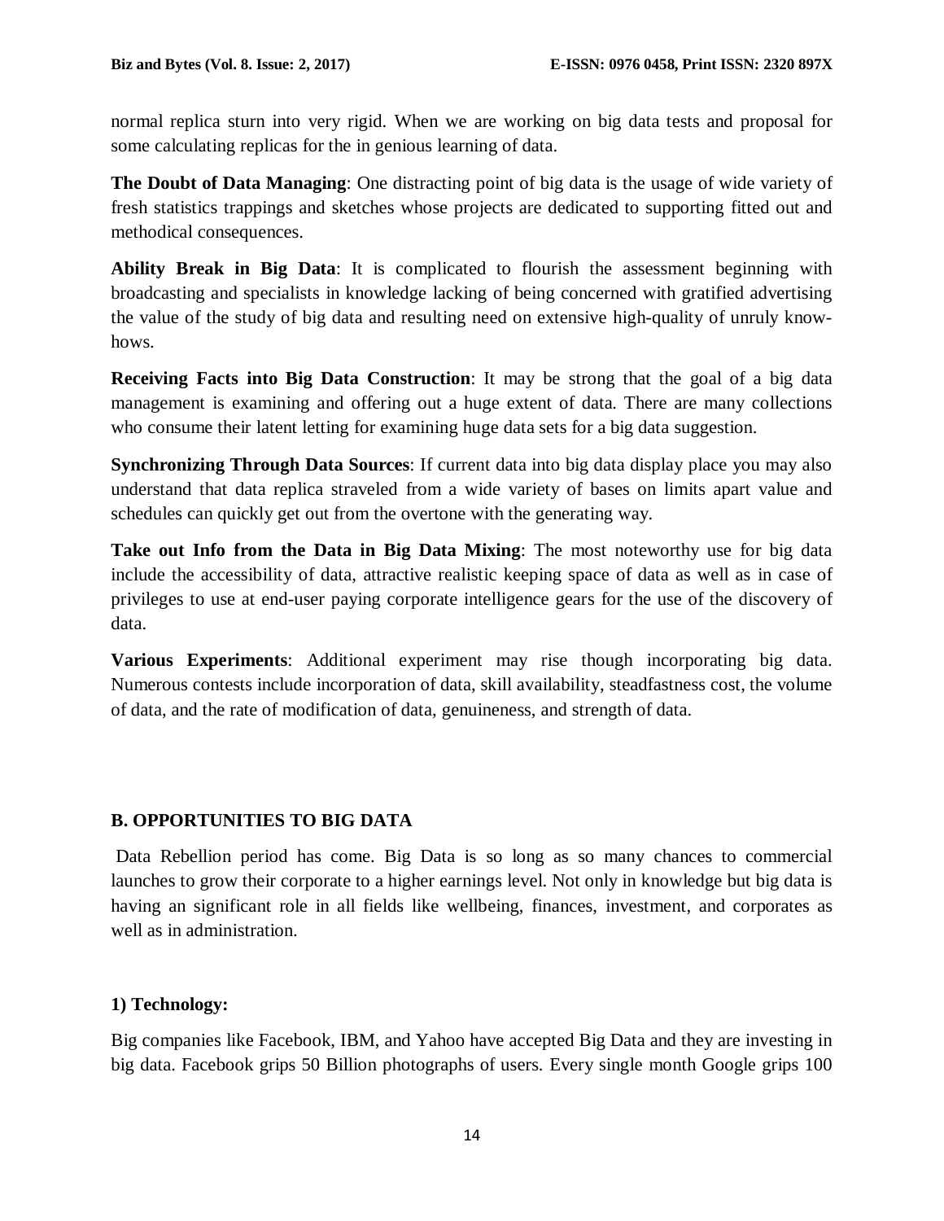normal replica sturn into very rigid. When we are working on big data tests and proposal for some calculating replicas for the in genious learning of data.

**The Doubt of Data Managing**: One distracting point of big data is the usage of wide variety of fresh statistics trappings and sketches whose projects are dedicated to supporting fitted out and methodical consequences.

**Ability Break in Big Data**: It is complicated to flourish the assessment beginning with broadcasting and specialists in knowledge lacking of being concerned with gratified advertising the value of the study of big data and resulting need on extensive high-quality of unruly know-hows.

**Receiving Facts into Big Data Construction**: It may be strong that the goal of a big data management is examining and offering out a huge extent of data. There are many collections who consume their latent letting for examining huge data sets for a big data suggestion.

**Synchronizing Through Data Sources**: If current data into big data display place you may also understand that data replica straveled from a wide variety of bases on limits apart value and schedules can quickly get out from the overtone with the generating way.

**Take out Info from the Data in Big Data Mixing**: The most noteworthy use for big data include the accessibility of data, attractive realistic keeping space of data as well as in case of privileges to use at end-user paying corporate intelligence gears for the use of the discovery of data.

**Various Experiments**: Additional experiment may rise though incorporating big data. Numerous contests include incorporation of data, skill availability, steadfastness cost, the volume of data, and the rate of modification of data, genuineness, and strength of data.

## B. OPPORTUNITIES TO BIG DATA

Data Rebellion period has come. Big Data is so long as so many chances to commercial launches to grow their corporate to a higher earnings level. Not only in knowledge but big data is having an significant role in all fields like wellbeing, finances, investment, and corporates as well as in administration.

### 1) Technology:

Big companies like Facebook, IBM, and Yahoo have accepted Big Data and they are investing in big data. Facebook grips 50 Billion photographs of users. Every single month Google grips 100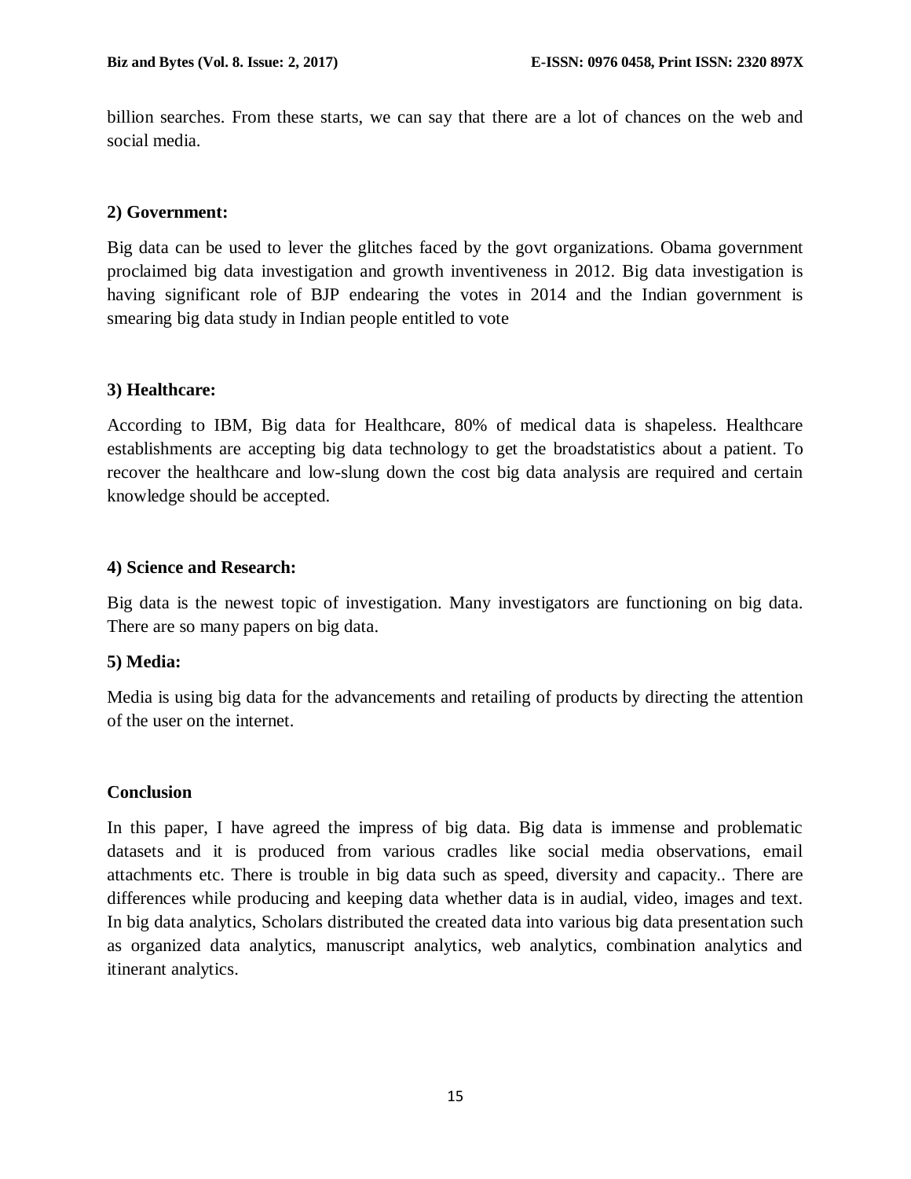billion searches. From these starts, we can say that there are a lot of chances on the web and social media.

**2) Government:**

Big data can be used to lever the glitches faced by the govt organizations. Obama government proclaimed big data investigation and growth inventiveness in 2012. Big data investigation is having significant role of BJP endearing the votes in 2014 and the Indian government is smearing big data study in Indian people entitled to vote

**3) Healthcare:**

According to IBM, Big data for Healthcare, 80% of medical data is shapeless. Healthcare establishments are accepting big data technology to get the broadstatistics about a patient. To recover the healthcare and low-slung down the cost big data analysis are required and certain knowledge should be accepted.

**4) Science and Research:**

Big data is the newest topic of investigation. Many investigators are functioning on big data. There are so many papers on big data.

**5) Media:**

Media is using big data for the advancements and retailing of products by directing the attention of the user on the internet.

## Conclusion

In this paper, I have agreed the impress of big data. Big data is immense and problematic datasets and it is produced from various cradles like social media observations, email attachments etc. There is trouble in big data such as speed, diversity and capacity.. There are differences while producing and keeping data whether data is in audial, video, images and text. In big data analytics, Scholars distributed the created data into various big data presentation such as organized data analytics, manuscript analytics, web analytics, combination analytics and itinerant analytics.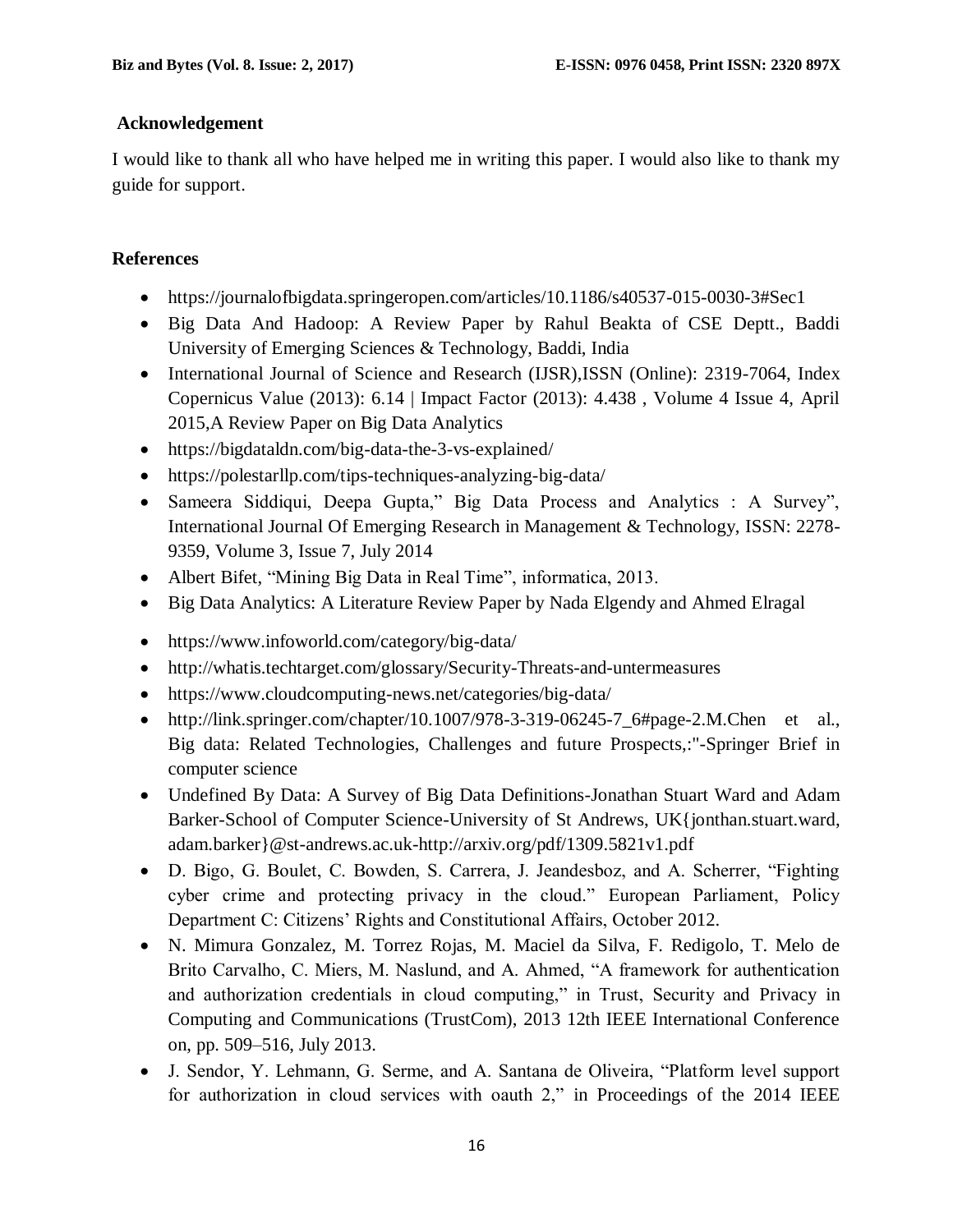## Acknowledgement

I would like to thank all who have helped me in writing this paper. I would also like to thank my guide for support.

## References

- https://journalofbigdata.springeropen.com/articles/10.1186/s40537-015-0030-3#Sec1
- Big Data And Hadoop: A Review Paper by Rahul Beakta of CSE Deptt., Baddi University of Emerging Sciences & Technology, Baddi, India
- International Journal of Science and Research (IJSR),ISSN (Online): 2319-7064, Index Copernicus Value (2013): 6.14 | Impact Factor (2013): 4.438 , Volume 4 Issue 4, April 2015,A Review Paper on Big Data Analytics
- https://bigdataldn.com/big-data-the-3-vs-explained/
- https://polestarllp.com/tips-techniques-analyzing-big-data/
- Sameera Siddiqui, Deepa Gupta," Big Data Process and Analytics : A Survey", International Journal Of Emerging Research in Management & Technology, ISSN: 2278-9359, Volume 3, Issue 7, July 2014
- Albert Bifet, "Mining Big Data in Real Time", informatica, 2013.
- Big Data Analytics: A Literature Review Paper by Nada Elgendy and Ahmed Elragal
- https://www.infoworld.com/category/big-data/
- http://whatis.techtarget.com/glossary/Security-Threats-and-untermeasures
- https://www.cloudcomputing-news.net/categories/big-data/
- http://link.springer.com/chapter/10.1007/978-3-319-06245-7_6#page-2.M.Chen et al., Big data: Related Technologies, Challenges and future Prospects,:"-Springer Brief in computer science
- Undefined By Data: A Survey of Big Data Definitions-Jonathan Stuart Ward and Adam Barker-School of Computer Science-University of St Andrews, UK{jonthan.stuart.ward, adam.barker}@st-andrews.ac.uk-http://arxiv.org/pdf/1309.5821v1.pdf
- D. Bigo, G. Boulet, C. Bowden, S. Carrera, J. Jeandesboz, and A. Scherrer, "Fighting cyber crime and protecting privacy in the cloud." European Parliament, Policy Department C: Citizens' Rights and Constitutional Affairs, October 2012.
- N. Mimura Gonzalez, M. Torrez Rojas, M. Maciel da Silva, F. Redigolo, T. Melo de Brito Carvalho, C. Miers, M. Naslund, and A. Ahmed, "A framework for authentication and authorization credentials in cloud computing," in Trust, Security and Privacy in Computing and Communications (TrustCom), 2013 12th IEEE International Conference on, pp. 509–516, July 2013.
- J. Sendor, Y. Lehmann, G. Serme, and A. Santana de Oliveira, "Platform level support for authorization in cloud services with oauth 2," in Proceedings of the 2014 IEEE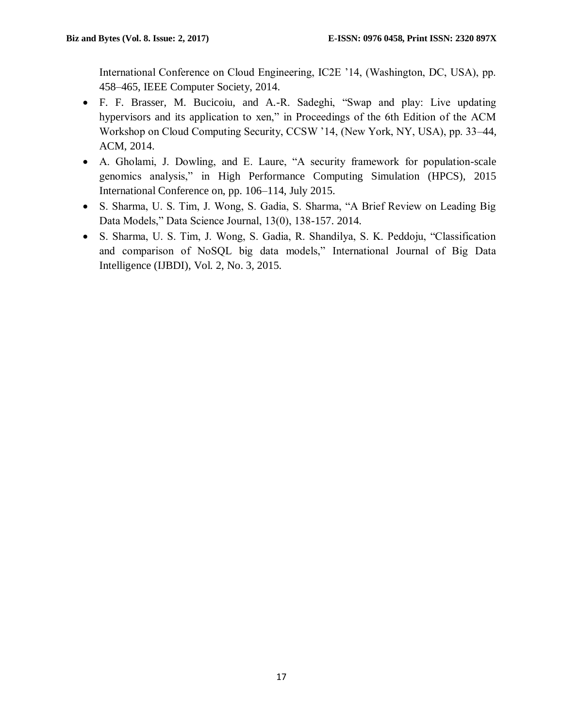International Conference on Cloud Engineering, IC2E ’14, (Washington, DC, USA), pp. 458–465, IEEE Computer Society, 2014.

- F. F. Brasser, M. Bucicoiu, and A.-R. Sadeghi, “Swap and play: Live updating hypervisors and its application to xen,” in Proceedings of the 6th Edition of the ACM Workshop on Cloud Computing Security, CCSW ’14, (New York, NY, USA), pp. 33–44, ACM, 2014.
- A. Gholami, J. Dowling, and E. Laure, “A security framework for population-scale genomics analysis,” in High Performance Computing Simulation (HPCS), 2015 International Conference on, pp. 106–114, July 2015.
- S. Sharma, U. S. Tim, J. Wong, S. Gadia, S. Sharma, “A Brief Review on Leading Big Data Models,” Data Science Journal, 13(0), 138-157. 2014.
- S. Sharma, U. S. Tim, J. Wong, S. Gadia, R. Shandilya, S. K. Peddoju, “Classification and comparison of NoSQL big data models,” International Journal of Big Data Intelligence (IJBDI), Vol. 2, No. 3, 2015.